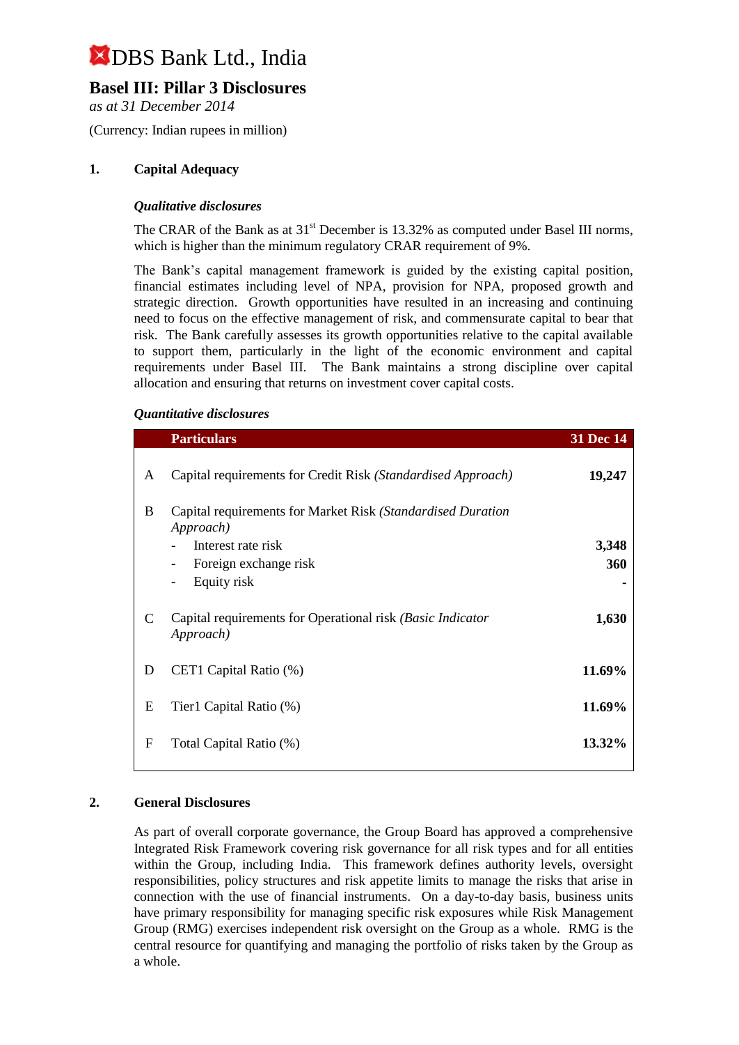# DBS Bank Ltd., India

## Basel III: Pillar 3 Disclosures

*as at 31 December 2014*

(Currency: Indian rupees in million)

### 1. Capital Adequacy

***Qualitative disclosures***

The CRAR of the Bank as at 31st December is 13.32% as computed under Basel III norms, which is higher than the minimum regulatory CRAR requirement of 9%.

The Bank's capital management framework is guided by the existing capital position, financial estimates including level of NPA, provision for NPA, proposed growth and strategic direction. Growth opportunities have resulted in an increasing and continuing need to focus on the effective management of risk, and commensurate capital to bear that risk. The Bank carefully assesses its growth opportunities relative to the capital available to support them, particularly in the light of the economic environment and capital requirements under Basel III. The Bank maintains a strong discipline over capital allocation and ensuring that returns on investment cover capital costs.

***Quantitative disclosures***

| | Particulars | 31 Dec 14 |
|---|---|---|
| A | Capital requirements for Credit Risk *(Standardised Approach)* | **19,247** |
| B | Capital requirements for Market Risk *(Standardised Duration Approach)* | |
| | - Interest rate risk | **3,348** |
| | - Foreign exchange risk | **360** |
| | - Equity risk | **-** |
| C | Capital requirements for Operational risk *(Basic Indicator Approach)* | **1,630** |
| D | CET1 Capital Ratio (%) | **11.69%** |
| E | Tier1 Capital Ratio (%) | **11.69%** |
| F | Total Capital Ratio (%) | **13.32%** |

### 2. General Disclosures

As part of overall corporate governance, the Group Board has approved a comprehensive Integrated Risk Framework covering risk governance for all risk types and for all entities within the Group, including India. This framework defines authority levels, oversight responsibilities, policy structures and risk appetite limits to manage the risks that arise in connection with the use of financial instruments. On a day-to-day basis, business units have primary responsibility for managing specific risk exposures while Risk Management Group (RMG) exercises independent risk oversight on the Group as a whole. RMG is the central resource for quantifying and managing the portfolio of risks taken by the Group as a whole.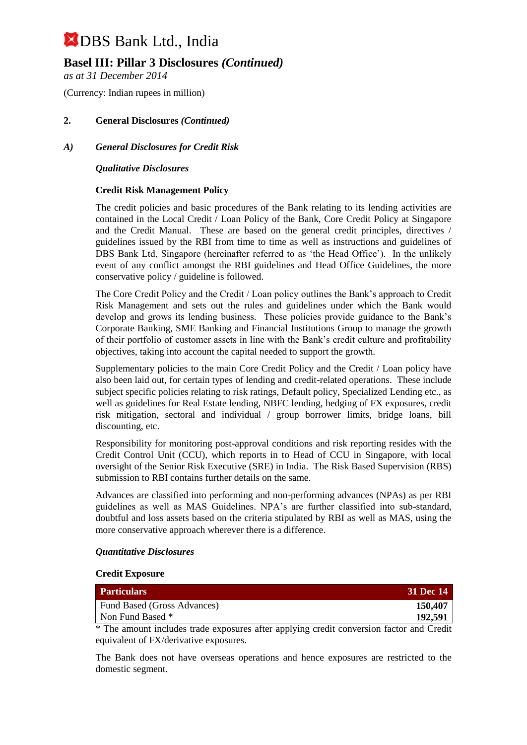# DBS Bank Ltd., India

## Basel III: Pillar 3 Disclosures *(Continued)*

*as at 31 December 2014*

(Currency: Indian rupees in million)

### 2. General Disclosures *(Continued)*

### *A) General Disclosures for Credit Risk*

***Qualitative Disclosures***

**Credit Risk Management Policy**

The credit policies and basic procedures of the Bank relating to its lending activities are contained in the Local Credit / Loan Policy of the Bank, Core Credit Policy at Singapore and the Credit Manual. These are based on the general credit principles, directives / guidelines issued by the RBI from time to time as well as instructions and guidelines of DBS Bank Ltd, Singapore (hereinafter referred to as 'the Head Office'). In the unlikely event of any conflict amongst the RBI guidelines and Head Office Guidelines, the more conservative policy / guideline is followed.

The Core Credit Policy and the Credit / Loan policy outlines the Bank's approach to Credit Risk Management and sets out the rules and guidelines under which the Bank would develop and grows its lending business. These policies provide guidance to the Bank's Corporate Banking, SME Banking and Financial Institutions Group to manage the growth of their portfolio of customer assets in line with the Bank's credit culture and profitability objectives, taking into account the capital needed to support the growth.

Supplementary policies to the main Core Credit Policy and the Credit / Loan policy have also been laid out, for certain types of lending and credit-related operations. These include subject specific policies relating to risk ratings, Default policy, Specialized Lending etc., as well as guidelines for Real Estate lending, NBFC lending, hedging of FX exposures, credit risk mitigation, sectoral and individual / group borrower limits, bridge loans, bill discounting, etc.

Responsibility for monitoring post-approval conditions and risk reporting resides with the Credit Control Unit (CCU), which reports in to Head of CCU in Singapore, with local oversight of the Senior Risk Executive (SRE) in India. The Risk Based Supervision (RBS) submission to RBI contains further details on the same.

Advances are classified into performing and non-performing advances (NPAs) as per RBI guidelines as well as MAS Guidelines. NPA's are further classified into sub-standard, doubtful and loss assets based on the criteria stipulated by RBI as well as MAS, using the more conservative approach wherever there is a difference.

***Quantitative Disclosures***

**Credit Exposure**

| Particulars | 31 Dec 14 |
|---|---|
| Fund Based (Gross Advances) | **150,407** |
| Non Fund Based * | **192,591** |

* The amount includes trade exposures after applying credit conversion factor and Credit equivalent of FX/derivative exposures.

The Bank does not have overseas operations and hence exposures are restricted to the domestic segment.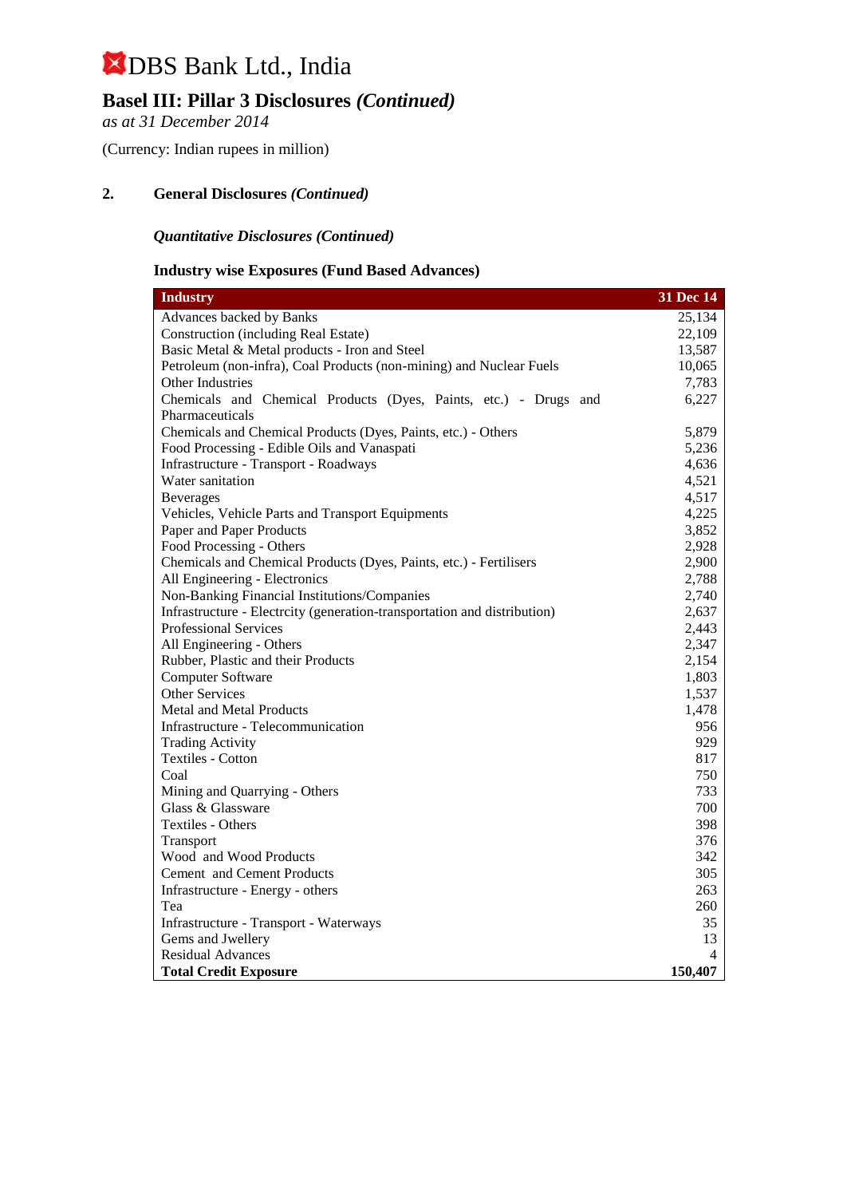# DBS Bank Ltd., India

## Basel III: Pillar 3 Disclosures *(Continued)*

*as at 31 December 2014*

(Currency: Indian rupees in million)

### 2. General Disclosures *(Continued)*

#### *Quantitative Disclosures (Continued)*

#### Industry wise Exposures (Fund Based Advances)

| Industry | 31 Dec 14 |
|---|---|
| Advances backed by Banks | 25,134 |
| Construction (including Real Estate) | 22,109 |
| Basic Metal & Metal products - Iron and Steel | 13,587 |
| Petroleum (non-infra), Coal Products (non-mining) and Nuclear Fuels | 10,065 |
| Other Industries | 7,783 |
| Chemicals and Chemical Products (Dyes, Paints, etc.) - Drugs and Pharmaceuticals | 6,227 |
| Chemicals and Chemical Products (Dyes, Paints, etc.) - Others | 5,879 |
| Food Processing - Edible Oils and Vanaspati | 5,236 |
| Infrastructure - Transport - Roadways | 4,636 |
| Water sanitation | 4,521 |
| Beverages | 4,517 |
| Vehicles, Vehicle Parts and Transport Equipments | 4,225 |
| Paper and Paper Products | 3,852 |
| Food Processing - Others | 2,928 |
| Chemicals and Chemical Products (Dyes, Paints, etc.) - Fertilisers | 2,900 |
| All Engineering - Electronics | 2,788 |
| Non-Banking Financial Institutions/Companies | 2,740 |
| Infrastructure - Electrcity (generation-transportation and distribution) | 2,637 |
| Professional Services | 2,443 |
| All Engineering - Others | 2,347 |
| Rubber, Plastic and their Products | 2,154 |
| Computer Software | 1,803 |
| Other Services | 1,537 |
| Metal and Metal Products | 1,478 |
| Infrastructure - Telecommunication | 956 |
| Trading Activity | 929 |
| Textiles - Cotton | 817 |
| Coal | 750 |
| Mining and Quarrying - Others | 733 |
| Glass & Glassware | 700 |
| Textiles - Others | 398 |
| Transport | 376 |
| Wood and Wood Products | 342 |
| Cement and Cement Products | 305 |
| Infrastructure - Energy - others | 263 |
| Tea | 260 |
| Infrastructure - Transport - Waterways | 35 |
| Gems and Jwellery | 13 |
| Residual Advances | 4 |
| **Total Credit Exposure** | **150,407** |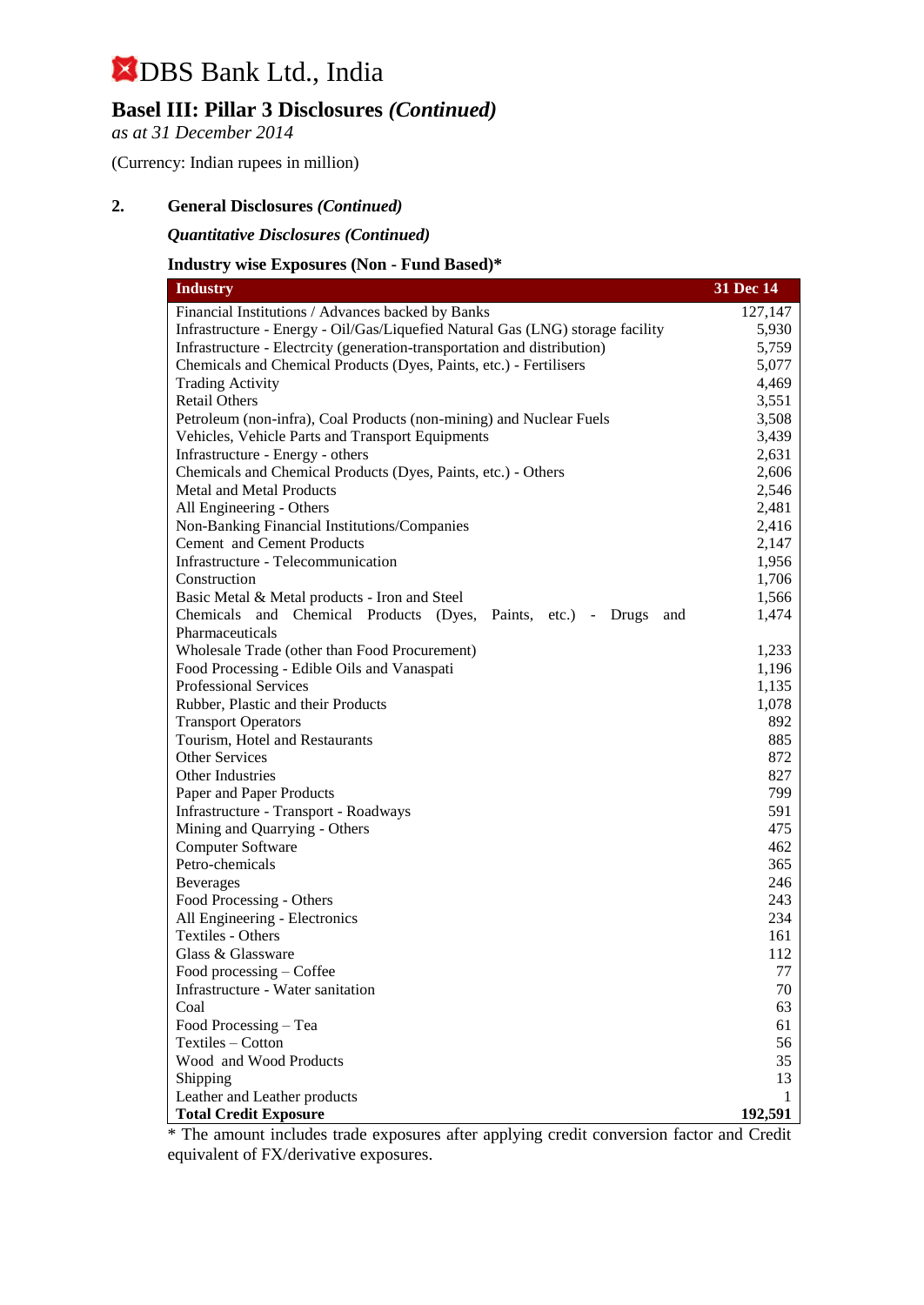# DBS Bank Ltd., India

## Basel III: Pillar 3 Disclosures *(Continued)*

*as at 31 December 2014*

(Currency: Indian rupees in million)

### 2. General Disclosures *(Continued)*

***Quantitative Disclosures (Continued)***

**Industry wise Exposures (Non - Fund Based)***

| Industry | 31 Dec 14 |
|---|---|
| Financial Institutions / Advances backed by Banks | 127,147 |
| Infrastructure - Energy - Oil/Gas/Liquefied Natural Gas (LNG) storage facility | 5,930 |
| Infrastructure - Electrcity (generation-transportation and distribution) | 5,759 |
| Chemicals and Chemical Products (Dyes, Paints, etc.) - Fertilisers | 5,077 |
| Trading Activity | 4,469 |
| Retail Others | 3,551 |
| Petroleum (non-infra), Coal Products (non-mining) and Nuclear Fuels | 3,508 |
| Vehicles, Vehicle Parts and Transport Equipments | 3,439 |
| Infrastructure - Energy - others | 2,631 |
| Chemicals and Chemical Products (Dyes, Paints, etc.) - Others | 2,606 |
| Metal and Metal Products | 2,546 |
| All Engineering - Others | 2,481 |
| Non-Banking Financial Institutions/Companies | 2,416 |
| Cement and Cement Products | 2,147 |
| Infrastructure - Telecommunication | 1,956 |
| Construction | 1,706 |
| Basic Metal & Metal products - Iron and Steel | 1,566 |
| Chemicals and Chemical Products (Dyes, Paints, etc.) - Drugs and Pharmaceuticals | 1,474 |
| Wholesale Trade (other than Food Procurement) | 1,233 |
| Food Processing - Edible Oils and Vanaspati | 1,196 |
| Professional Services | 1,135 |
| Rubber, Plastic and their Products | 1,078 |
| Transport Operators | 892 |
| Tourism, Hotel and Restaurants | 885 |
| Other Services | 872 |
| Other Industries | 827 |
| Paper and Paper Products | 799 |
| Infrastructure - Transport - Roadways | 591 |
| Mining and Quarrying - Others | 475 |
| Computer Software | 462 |
| Petro-chemicals | 365 |
| Beverages | 246 |
| Food Processing - Others | 243 |
| All Engineering - Electronics | 234 |
| Textiles - Others | 161 |
| Glass & Glassware | 112 |
| Food processing – Coffee | 77 |
| Infrastructure - Water sanitation | 70 |
| Coal | 63 |
| Food Processing – Tea | 61 |
| Textiles – Cotton | 56 |
| Wood and Wood Products | 35 |
| Shipping | 13 |
| Leather and Leather products | 1 |
| **Total Credit Exposure** | **192,591** |

* The amount includes trade exposures after applying credit conversion factor and Credit equivalent of FX/derivative exposures.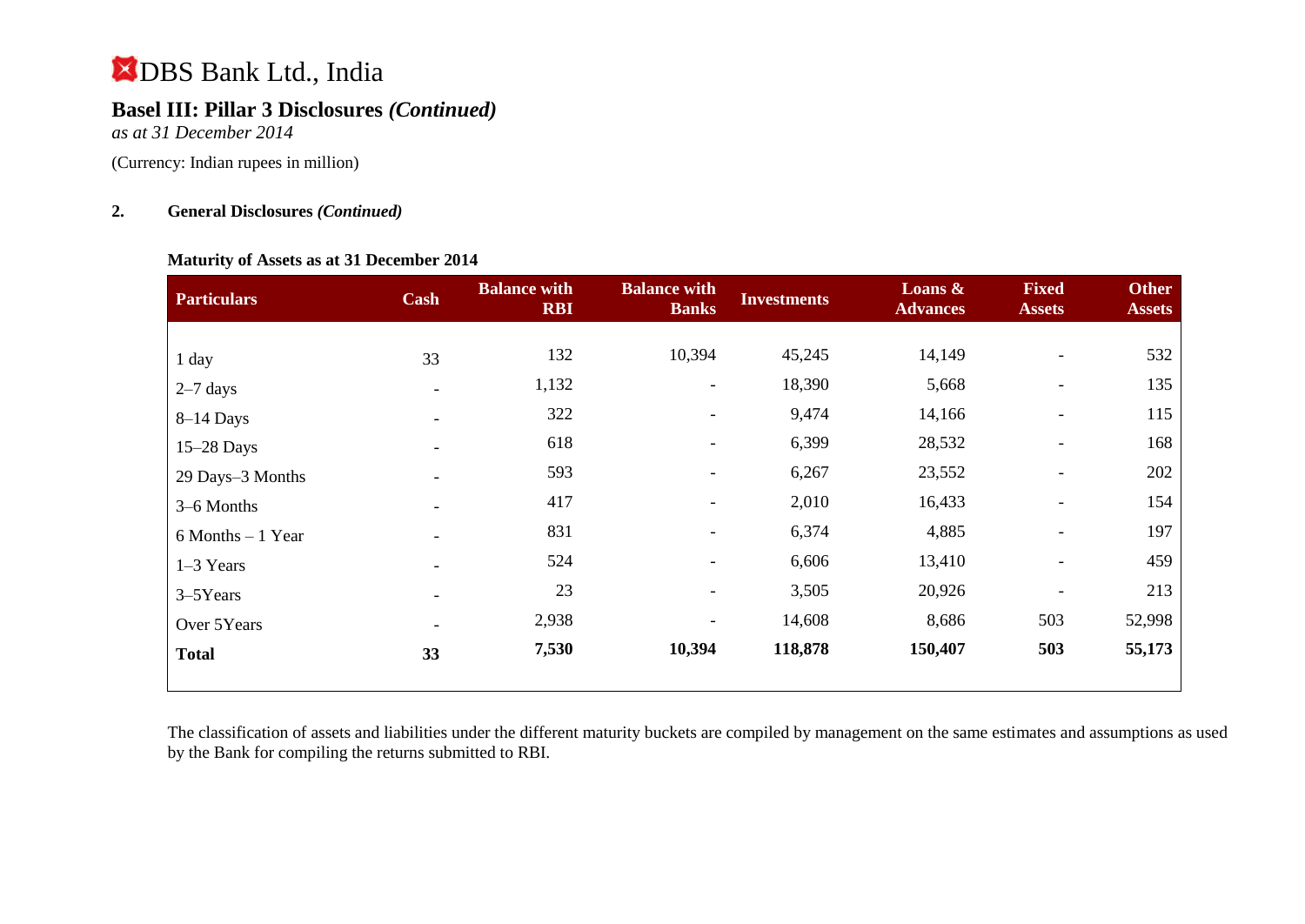# DBS Bank Ltd., India

## Basel III: Pillar 3 Disclosures *(Continued)*

*as at 31 December 2014*

(Currency: Indian rupees in million)

### 2. General Disclosures *(Continued)*

**Maturity of Assets as at 31 December 2014**

| Particulars | Cash | Balance with RBI | Balance with Banks | Investments | Loans & Advances | Fixed Assets | Other Assets |
|---|---|---|---|---|---|---|---|
| 1 day | 33 | 132 | 10,394 | 45,245 | 14,149 | - | 532 |
| 2–7 days | - | 1,132 | - | 18,390 | 5,668 | - | 135 |
| 8–14 Days | - | 322 | - | 9,474 | 14,166 | - | 115 |
| 15–28 Days | - | 618 | - | 6,399 | 28,532 | - | 168 |
| 29 Days–3 Months | - | 593 | - | 6,267 | 23,552 | - | 202 |
| 3–6 Months | - | 417 | - | 2,010 | 16,433 | - | 154 |
| 6 Months – 1 Year | - | 831 | - | 6,374 | 4,885 | - | 197 |
| 1–3 Years | - | 524 | - | 6,606 | 13,410 | - | 459 |
| 3–5Years | - | 23 | - | 3,505 | 20,926 | - | 213 |
| Over 5Years | - | 2,938 | - | 14,608 | 8,686 | 503 | 52,998 |
| **Total** | **33** | **7,530** | **10,394** | **118,878** | **150,407** | **503** | **55,173** |

The classification of assets and liabilities under the different maturity buckets are compiled by management on the same estimates and assumptions as used by the Bank for compiling the returns submitted to RBI.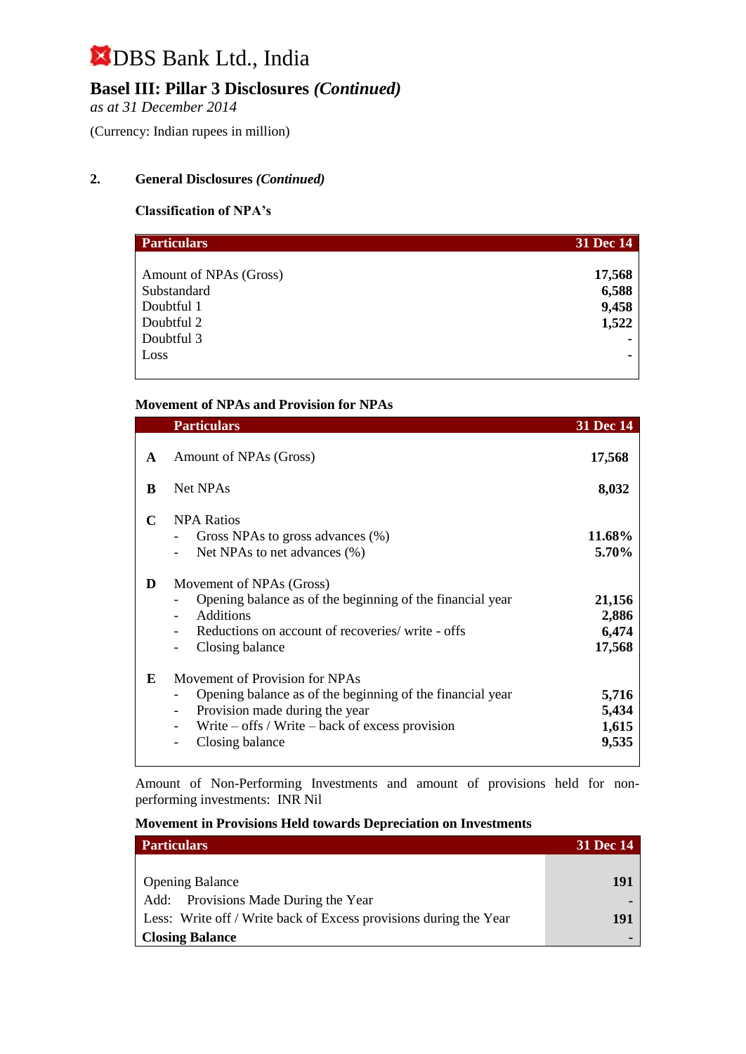# DBS Bank Ltd., India

## Basel III: Pillar 3 Disclosures *(Continued)*

*as at 31 December 2014*

(Currency: Indian rupees in million)

### 2. General Disclosures *(Continued)*

**Classification of NPA's**

| Particulars | 31 Dec 14 |
|---|---|
| Amount of NPAs (Gross) | **17,568** |
| Substandard | **6,588** |
| Doubtful 1 | **9,458** |
| Doubtful 2 | **1,522** |
| Doubtful 3 | **-** |
| Loss | **-** |

**Movement of NPAs and Provision for NPAs**

| | Particulars | 31 Dec 14 |
|---|---|---|
| **A** | Amount of NPAs (Gross) | **17,568** |
| **B** | Net NPAs | **8,032** |
| **C** | NPA Ratios | |
| | - Gross NPAs to gross advances (%) | **11.68%** |
| | - Net NPAs to net advances (%) | **5.70%** |
| **D** | Movement of NPAs (Gross) | |
| | - Opening balance as of the beginning of the financial year | **21,156** |
| | - Additions | **2,886** |
| | - Reductions on account of recoveries/ write - offs | **6,474** |
| | - Closing balance | **17,568** |
| **E** | Movement of Provision for NPAs | |
| | - Opening balance as of the beginning of the financial year | **5,716** |
| | - Provision made during the year | **5,434** |
| | - Write – offs / Write – back of excess provision | **1,615** |
| | - Closing balance | **9,535** |

Amount of Non-Performing Investments and amount of provisions held for non-performing investments: INR Nil

**Movement in Provisions Held towards Depreciation on Investments**

| Particulars | 31 Dec 14 |
|---|---|
| Opening Balance | **191** |
| Add: Provisions Made During the Year | **-** |
| Less: Write off / Write back of Excess provisions during the Year | **191** |
| **Closing Balance** | **-** |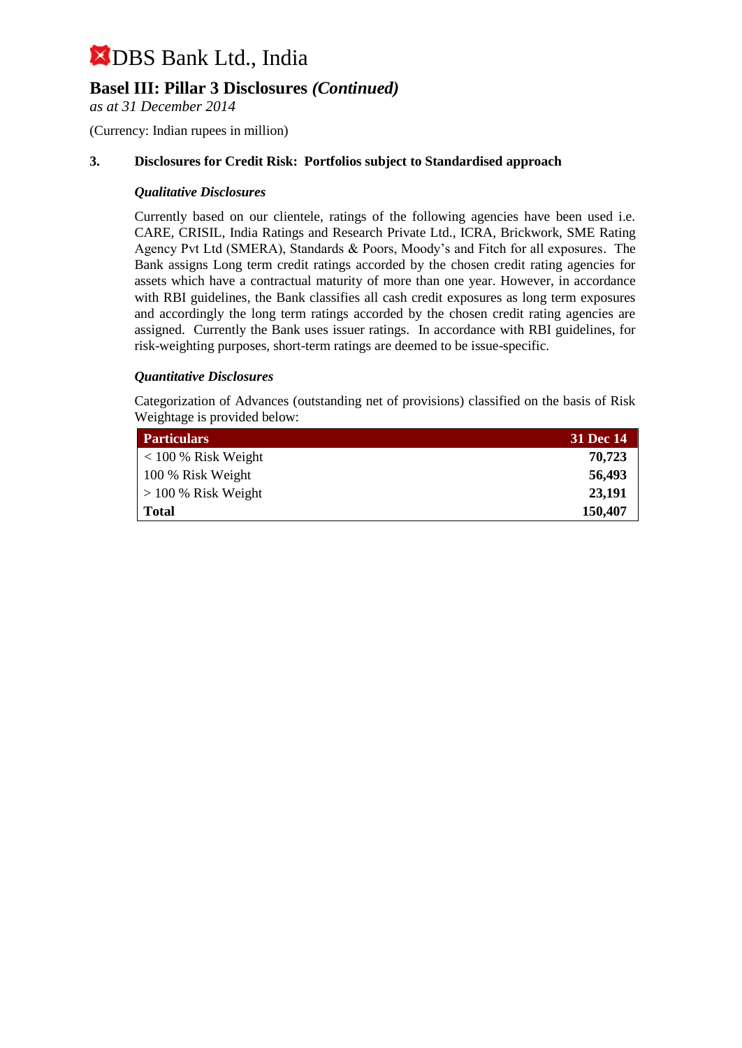# DBS Bank Ltd., India

## Basel III: Pillar 3 Disclosures *(Continued)*

*as at 31 December 2014*

(Currency: Indian rupees in million)

### 3. Disclosures for Credit Risk: Portfolios subject to Standardised approach

***Qualitative Disclosures***

Currently based on our clientele, ratings of the following agencies have been used i.e. CARE, CRISIL, India Ratings and Research Private Ltd., ICRA, Brickwork, SME Rating Agency Pvt Ltd (SMERA), Standards & Poors, Moody's and Fitch for all exposures. The Bank assigns Long term credit ratings accorded by the chosen credit rating agencies for assets which have a contractual maturity of more than one year. However, in accordance with RBI guidelines, the Bank classifies all cash credit exposures as long term exposures and accordingly the long term ratings accorded by the chosen credit rating agencies are assigned. Currently the Bank uses issuer ratings. In accordance with RBI guidelines, for risk-weighting purposes, short-term ratings are deemed to be issue-specific.

***Quantitative Disclosures***

Categorization of Advances (outstanding net of provisions) classified on the basis of Risk Weightage is provided below:

| Particulars | 31 Dec 14 |
|---|---|
| < 100 % Risk Weight | **70,723** |
| 100 % Risk Weight | **56,493** |
| > 100 % Risk Weight | **23,191** |
| **Total** | **150,407** |